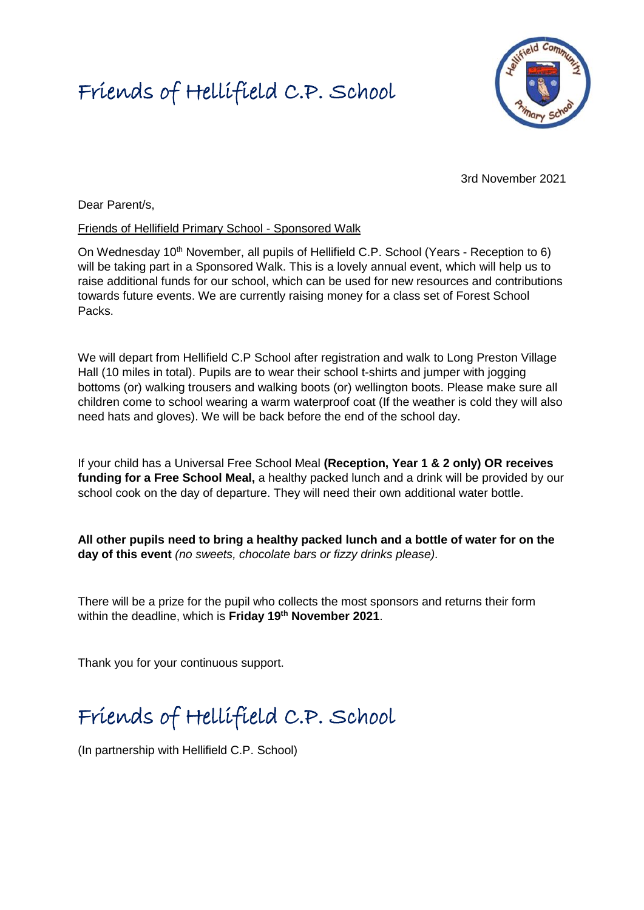# Friends of Hellifield C.P. School

3rd November 2021

Dear Parent/s,

Friends of Hellifield Primary School - Sponsored Walk

On Wednesday 10th November, all pupils of Hellifield C.P. School (Years - Reception to 6) will be taking part in a Sponsored Walk. This is a lovely annual event, which will help us to raise additional funds for our school, which can be used for new resources and contributions towards future events. We are currently raising money for a class set of Forest School Packs.

We will depart from Hellifield C.P School after registration and walk to Long Preston Village Hall (10 miles in total). Pupils are to wear their school t-shirts and jumper with jogging bottoms (or) walking trousers and walking boots (or) wellington boots. Please make sure all children come to school wearing a warm waterproof coat (If the weather is cold they will also need hats and gloves). We will be back before the end of the school day.

If your child has a Universal Free School Meal **(Reception, Year 1 & 2 only) OR receives funding for a Free School Meal,** a healthy packed lunch and a drink will be provided by our school cook on the day of departure. They will need their own additional water bottle.

**All other pupils need to bring a healthy packed lunch and a bottle of water for on the day of this event** *(no sweets, chocolate bars or fizzy drinks please).*

There will be a prize for the pupil who collects the most sponsors and returns their form within the deadline, which is **Friday 19th November 2021**.

Thank you for your continuous support.

# Friends of Hellifield C.P. School

(In partnership with Hellifield C.P. School)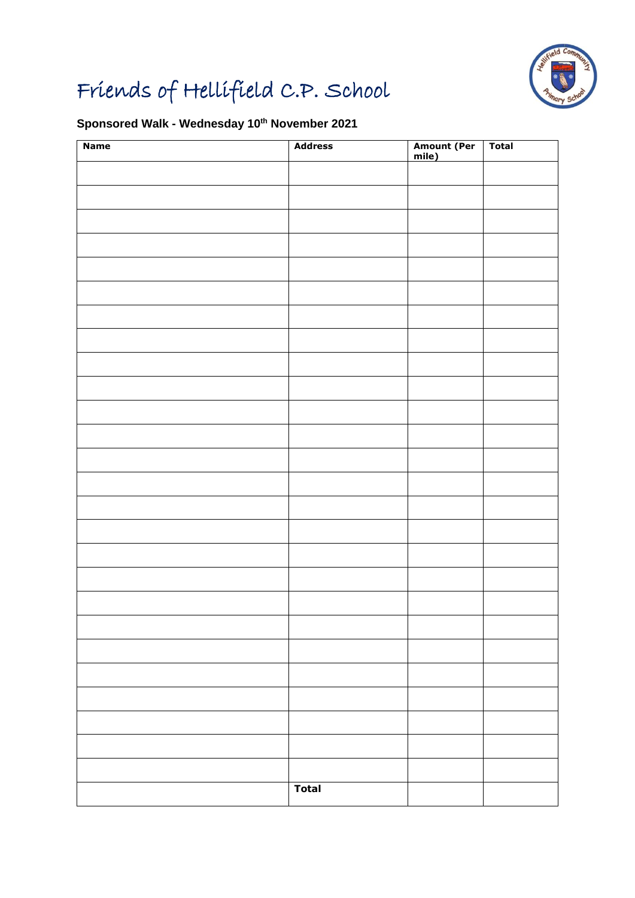# Friends of Hellifield C.P. School

**Sponsored Walk - Wednesday 10th November 2021**

| Name | Address | Amount (Per mile) | Total |
|---|---|---|---|
| | | | |
| | | | |
| | | | |
| | | | |
| | | | |
| | | | |
| | | | |
| | | | |
| | | | |
| | | | |
| | | | |
| | | | |
| | | | |
| | | | |
| | | | |
| | | | |
| | | | |
| | | | |
| | | | |
| | | | |
| | | | |
| | | | |
| | | | |
| | | | |
| | | | |
| | | | |
| | **Total** | | |